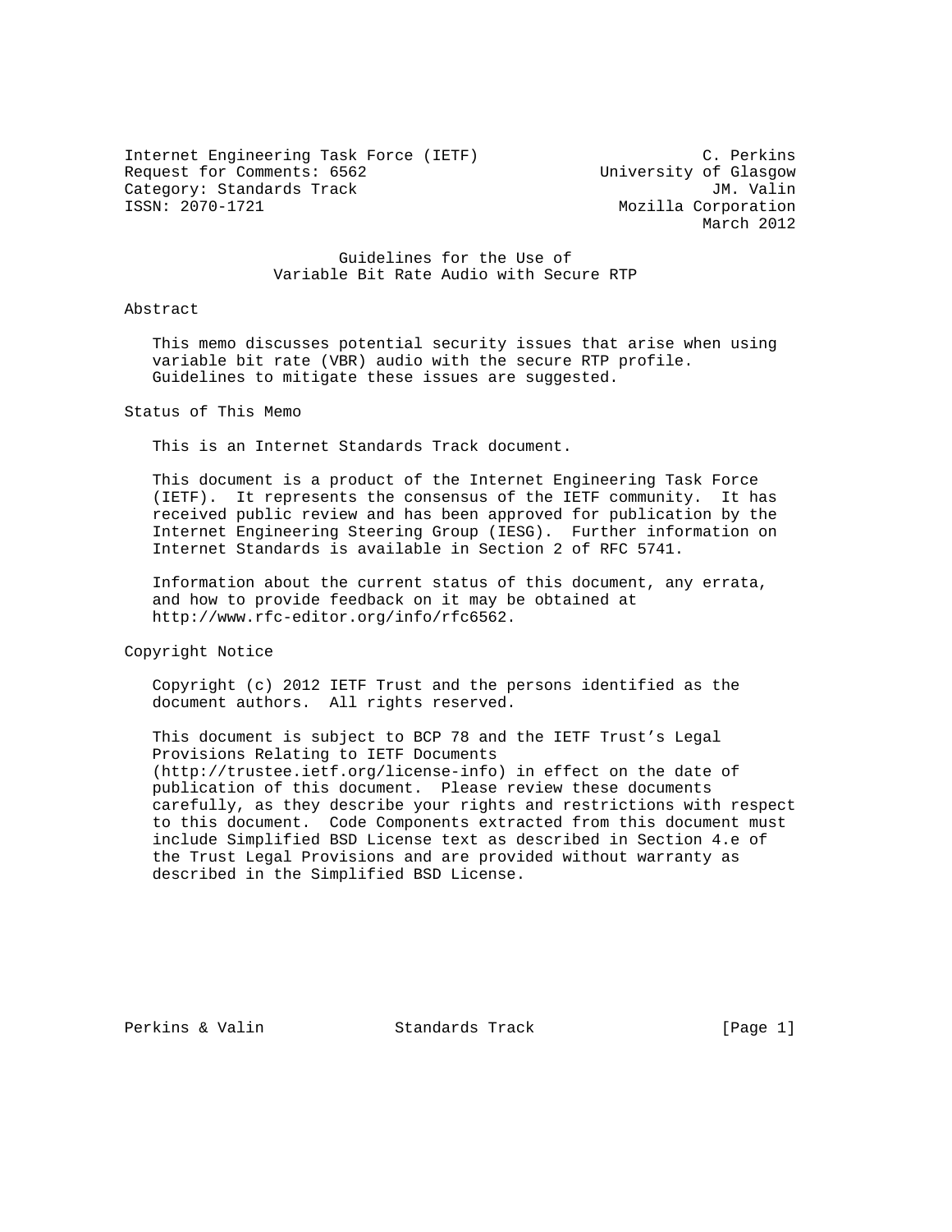Internet Engineering Task Force (IETF) C. Perkins
Request for Comments: 6562 University of Glasgow
Category: Standards Track JM. Valin
ISSN: 2070-1721 Mozilla Corporation
March 2012

# Guidelines for the Use of Variable Bit Rate Audio with Secure RTP

## Abstract

This memo discusses potential security issues that arise when using variable bit rate (VBR) audio with the secure RTP profile. Guidelines to mitigate these issues are suggested.

## Status of This Memo

This is an Internet Standards Track document.

This document is a product of the Internet Engineering Task Force (IETF). It represents the consensus of the IETF community. It has received public review and has been approved for publication by the Internet Engineering Steering Group (IESG). Further information on Internet Standards is available in Section 2 of RFC 5741.

Information about the current status of this document, any errata, and how to provide feedback on it may be obtained at http://www.rfc-editor.org/info/rfc6562.

## Copyright Notice

Copyright (c) 2012 IETF Trust and the persons identified as the document authors. All rights reserved.

This document is subject to BCP 78 and the IETF Trust's Legal Provisions Relating to IETF Documents (http://trustee.ietf.org/license-info) in effect on the date of publication of this document. Please review these documents carefully, as they describe your rights and restrictions with respect to this document. Code Components extracted from this document must include Simplified BSD License text as described in Section 4.e of the Trust Legal Provisions and are provided without warranty as described in the Simplified BSD License.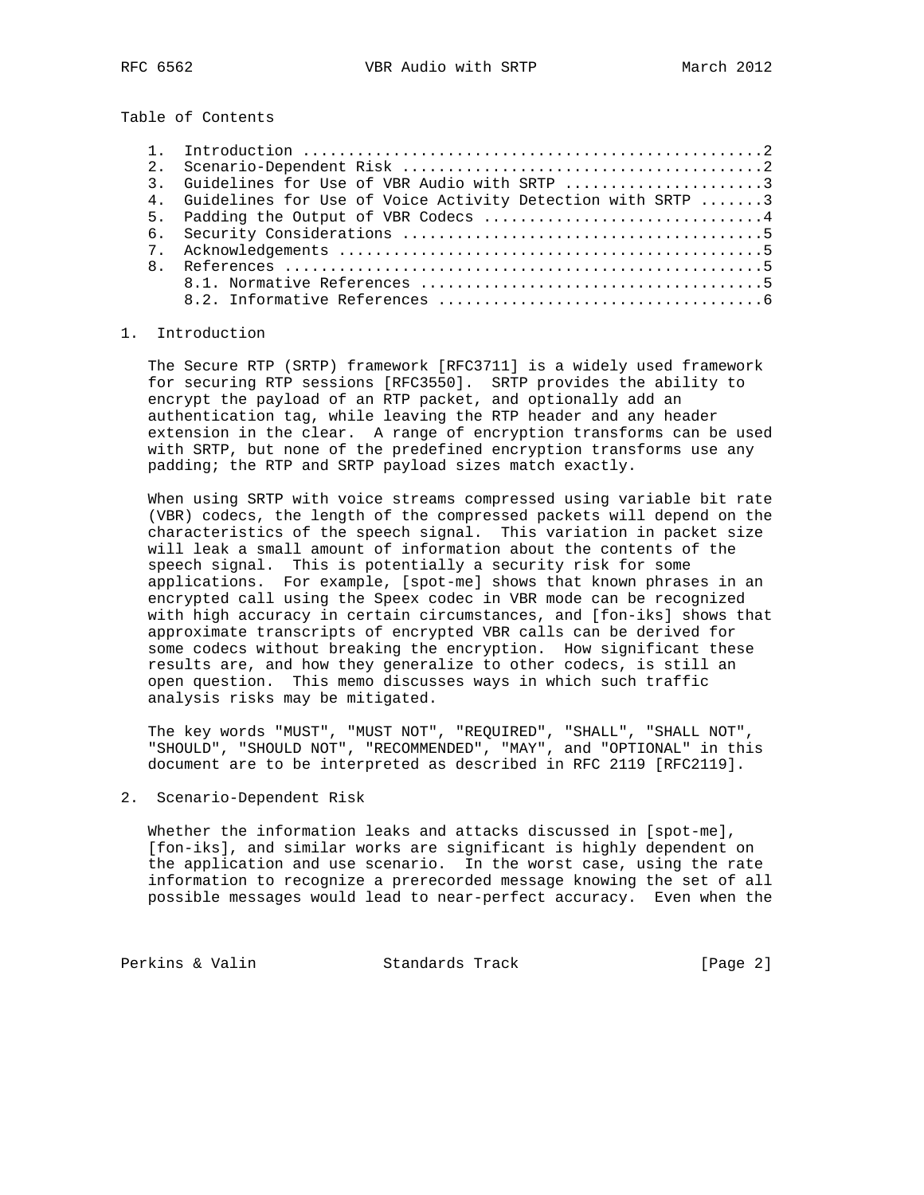## Table of Contents

1. Introduction ....................................................2
2. Scenario-Dependent Risk .........................................2
3. Guidelines for Use of VBR Audio with SRTP .......................3
4. Guidelines for Use of Voice Activity Detection with SRTP .......3
5. Padding the Output of VBR Codecs ...............................4
6. Security Considerations .........................................5
7. Acknowledgements ................................................5
8. References ......................................................5
   8.1. Normative References .......................................5
   8.2. Informative References .....................................6

## 1. Introduction

The Secure RTP (SRTP) framework [RFC3711] is a widely used framework for securing RTP sessions [RFC3550]. SRTP provides the ability to encrypt the payload of an RTP packet, and optionally add an authentication tag, while leaving the RTP header and any header extension in the clear. A range of encryption transforms can be used with SRTP, but none of the predefined encryption transforms use any padding; the RTP and SRTP payload sizes match exactly.

When using SRTP with voice streams compressed using variable bit rate (VBR) codecs, the length of the compressed packets will depend on the characteristics of the speech signal. This variation in packet size will leak a small amount of information about the contents of the speech signal. This is potentially a security risk for some applications. For example, [spot-me] shows that known phrases in an encrypted call using the Speex codec in VBR mode can be recognized with high accuracy in certain circumstances, and [fon-iks] shows that approximate transcripts of encrypted VBR calls can be derived for some codecs without breaking the encryption. How significant these results are, and how they generalize to other codecs, is still an open question. This memo discusses ways in which such traffic analysis risks may be mitigated.

The key words "MUST", "MUST NOT", "REQUIRED", "SHALL", "SHALL NOT", "SHOULD", "SHOULD NOT", "RECOMMENDED", "MAY", and "OPTIONAL" in this document are to be interpreted as described in RFC 2119 [RFC2119].

## 2. Scenario-Dependent Risk

Whether the information leaks and attacks discussed in [spot-me], [fon-iks], and similar works are significant is highly dependent on the application and use scenario. In the worst case, using the rate information to recognize a prerecorded message knowing the set of all possible messages would lead to near-perfect accuracy. Even when the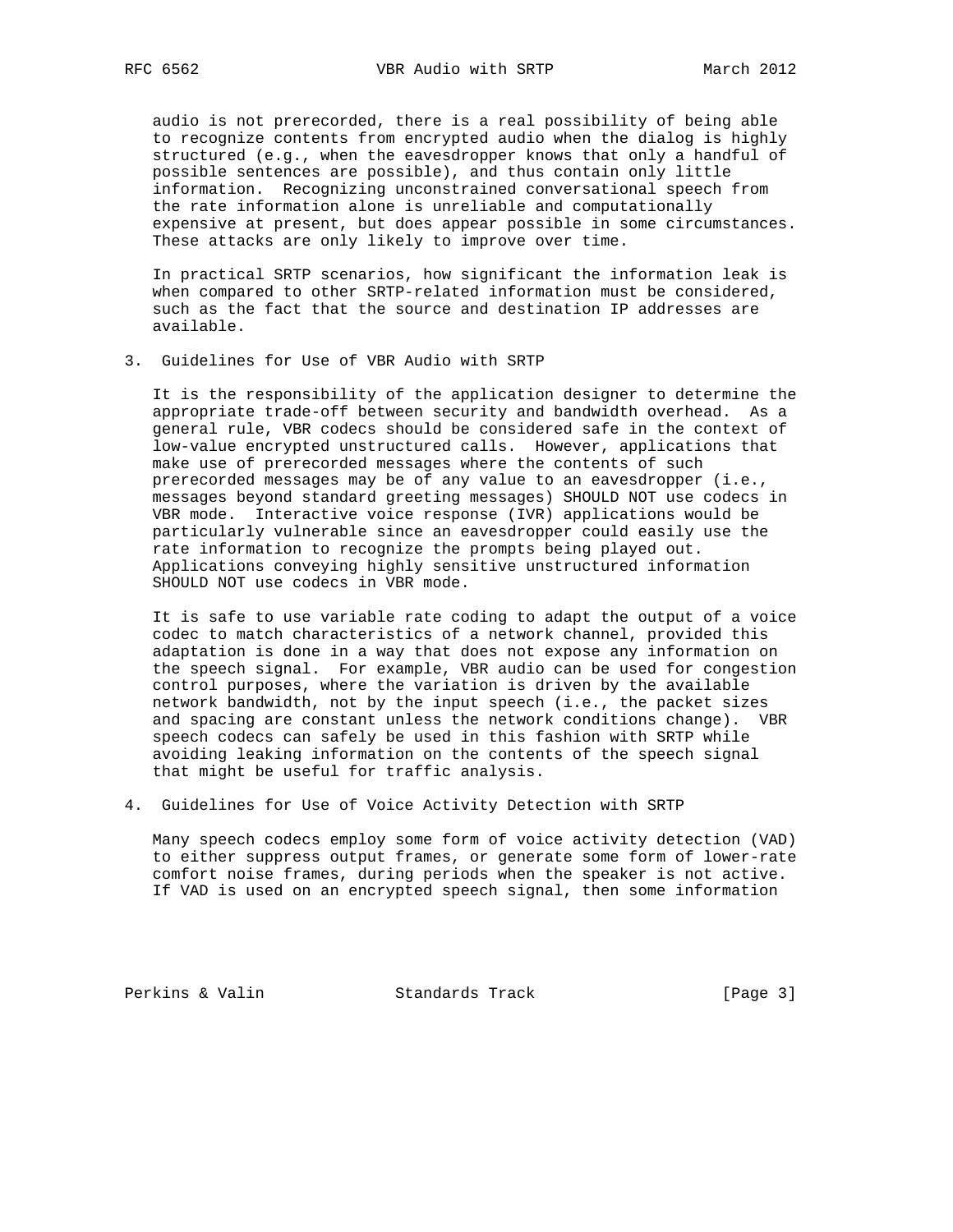audio is not prerecorded, there is a real possibility of being able to recognize contents from encrypted audio when the dialog is highly structured (e.g., when the eavesdropper knows that only a handful of possible sentences are possible), and thus contain only little information. Recognizing unconstrained conversational speech from the rate information alone is unreliable and computationally expensive at present, but does appear possible in some circumstances. These attacks are only likely to improve over time.

In practical SRTP scenarios, how significant the information leak is when compared to other SRTP-related information must be considered, such as the fact that the source and destination IP addresses are available.

## 3. Guidelines for Use of VBR Audio with SRTP

It is the responsibility of the application designer to determine the appropriate trade-off between security and bandwidth overhead. As a general rule, VBR codecs should be considered safe in the context of low-value encrypted unstructured calls. However, applications that make use of prerecorded messages where the contents of such prerecorded messages may be of any value to an eavesdropper (i.e., messages beyond standard greeting messages) SHOULD NOT use codecs in VBR mode. Interactive voice response (IVR) applications would be particularly vulnerable since an eavesdropper could easily use the rate information to recognize the prompts being played out. Applications conveying highly sensitive unstructured information SHOULD NOT use codecs in VBR mode.

It is safe to use variable rate coding to adapt the output of a voice codec to match characteristics of a network channel, provided this adaptation is done in a way that does not expose any information on the speech signal. For example, VBR audio can be used for congestion control purposes, where the variation is driven by the available network bandwidth, not by the input speech (i.e., the packet sizes and spacing are constant unless the network conditions change). VBR speech codecs can safely be used in this fashion with SRTP while avoiding leaking information on the contents of the speech signal that might be useful for traffic analysis.

## 4. Guidelines for Use of Voice Activity Detection with SRTP

Many speech codecs employ some form of voice activity detection (VAD) to either suppress output frames, or generate some form of lower-rate comfort noise frames, during periods when the speaker is not active. If VAD is used on an encrypted speech signal, then some information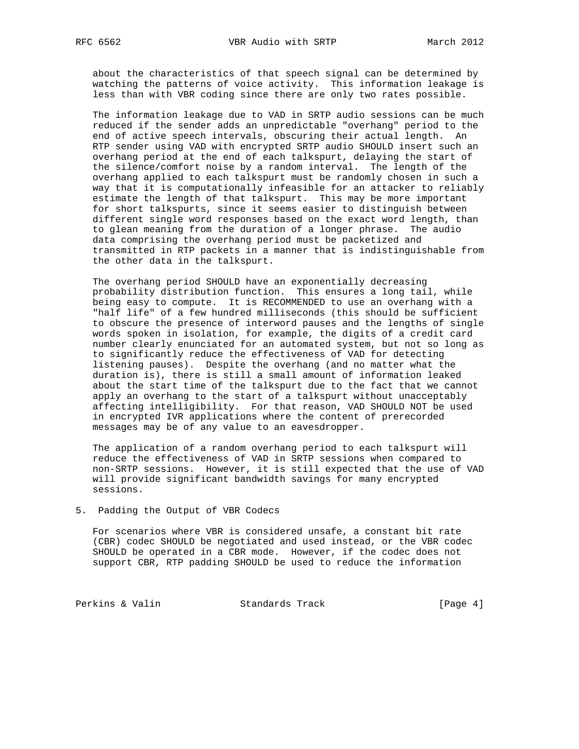about the characteristics of that speech signal can be determined by watching the patterns of voice activity. This information leakage is less than with VBR coding since there are only two rates possible.

The information leakage due to VAD in SRTP audio sessions can be much reduced if the sender adds an unpredictable "overhang" period to the end of active speech intervals, obscuring their actual length. An RTP sender using VAD with encrypted SRTP audio SHOULD insert such an overhang period at the end of each talkspurt, delaying the start of the silence/comfort noise by a random interval. The length of the overhang applied to each talkspurt must be randomly chosen in such a way that it is computationally infeasible for an attacker to reliably estimate the length of that talkspurt. This may be more important for short talkspurts, since it seems easier to distinguish between different single word responses based on the exact word length, than to glean meaning from the duration of a longer phrase. The audio data comprising the overhang period must be packetized and transmitted in RTP packets in a manner that is indistinguishable from the other data in the talkspurt.

The overhang period SHOULD have an exponentially decreasing probability distribution function. This ensures a long tail, while being easy to compute. It is RECOMMENDED to use an overhang with a "half life" of a few hundred milliseconds (this should be sufficient to obscure the presence of interword pauses and the lengths of single words spoken in isolation, for example, the digits of a credit card number clearly enunciated for an automated system, but not so long as to significantly reduce the effectiveness of VAD for detecting listening pauses). Despite the overhang (and no matter what the duration is), there is still a small amount of information leaked about the start time of the talkspurt due to the fact that we cannot apply an overhang to the start of a talkspurt without unacceptably affecting intelligibility. For that reason, VAD SHOULD NOT be used in encrypted IVR applications where the content of prerecorded messages may be of any value to an eavesdropper.

The application of a random overhang period to each talkspurt will reduce the effectiveness of VAD in SRTP sessions when compared to non-SRTP sessions. However, it is still expected that the use of VAD will provide significant bandwidth savings for many encrypted sessions.

## 5. Padding the Output of VBR Codecs

For scenarios where VBR is considered unsafe, a constant bit rate (CBR) codec SHOULD be negotiated and used instead, or the VBR codec SHOULD be operated in a CBR mode. However, if the codec does not support CBR, RTP padding SHOULD be used to reduce the information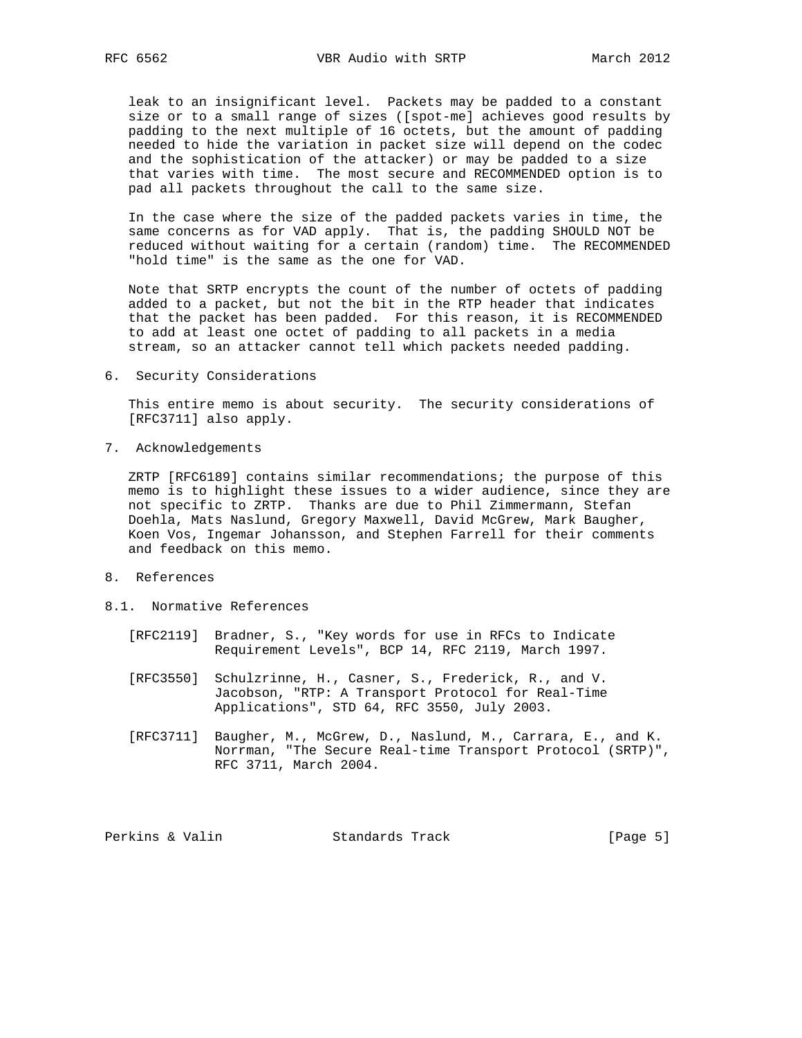leak to an insignificant level. Packets may be padded to a constant size or to a small range of sizes ([spot-me] achieves good results by padding to the next multiple of 16 octets, but the amount of padding needed to hide the variation in packet size will depend on the codec and the sophistication of the attacker) or may be padded to a size that varies with time. The most secure and RECOMMENDED option is to pad all packets throughout the call to the same size.

In the case where the size of the padded packets varies in time, the same concerns as for VAD apply. That is, the padding SHOULD NOT be reduced without waiting for a certain (random) time. The RECOMMENDED "hold time" is the same as the one for VAD.

Note that SRTP encrypts the count of the number of octets of padding added to a packet, but not the bit in the RTP header that indicates that the packet has been padded. For this reason, it is RECOMMENDED to add at least one octet of padding to all packets in a media stream, so an attacker cannot tell which packets needed padding.

## 6. Security Considerations

This entire memo is about security. The security considerations of [RFC3711] also apply.

## 7. Acknowledgements

ZRTP [RFC6189] contains similar recommendations; the purpose of this memo is to highlight these issues to a wider audience, since they are not specific to ZRTP. Thanks are due to Phil Zimmermann, Stefan Doehla, Mats Naslund, Gregory Maxwell, David McGrew, Mark Baugher, Koen Vos, Ingemar Johansson, and Stephen Farrell for their comments and feedback on this memo.

## 8. References

### 8.1. Normative References

[RFC2119] Bradner, S., "Key words for use in RFCs to Indicate Requirement Levels", BCP 14, RFC 2119, March 1997.

[RFC3550] Schulzrinne, H., Casner, S., Frederick, R., and V. Jacobson, "RTP: A Transport Protocol for Real-Time Applications", STD 64, RFC 3550, July 2003.

[RFC3711] Baugher, M., McGrew, D., Naslund, M., Carrara, E., and K. Norrman, "The Secure Real-time Transport Protocol (SRTP)", RFC 3711, March 2004.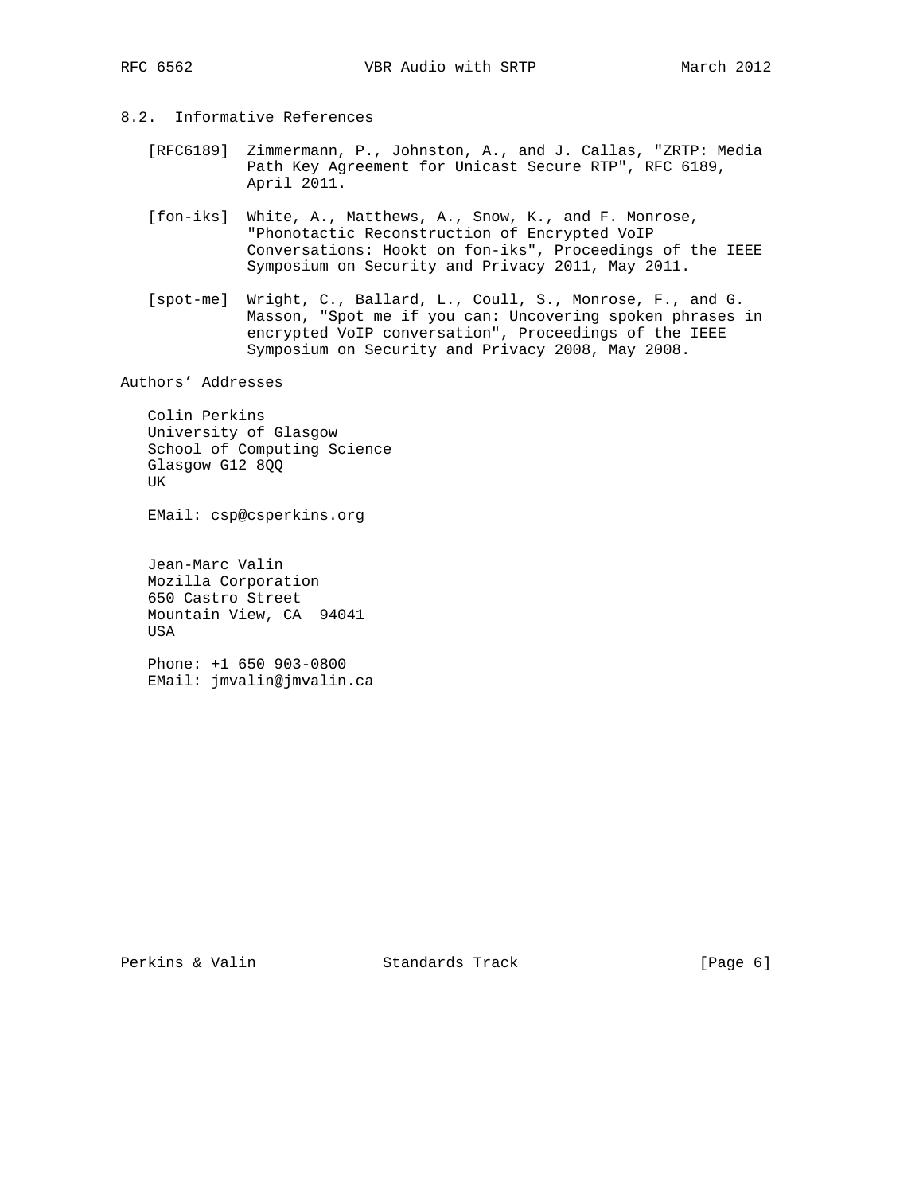### 8.2. Informative References

[RFC6189] Zimmermann, P., Johnston, A., and J. Callas, "ZRTP: Media Path Key Agreement for Unicast Secure RTP", RFC 6189, April 2011.

[fon-iks] White, A., Matthews, A., Snow, K., and F. Monrose, "Phonotactic Reconstruction of Encrypted VoIP Conversations: Hookt on fon-iks", Proceedings of the IEEE Symposium on Security and Privacy 2011, May 2011.

[spot-me] Wright, C., Ballard, L., Coull, S., Monrose, F., and G. Masson, "Spot me if you can: Uncovering spoken phrases in encrypted VoIP conversation", Proceedings of the IEEE Symposium on Security and Privacy 2008, May 2008.

## Authors' Addresses

Colin Perkins
University of Glasgow
School of Computing Science
Glasgow G12 8QQ
UK

EMail: csp@csperkins.org

Jean-Marc Valin
Mozilla Corporation
650 Castro Street
Mountain View, CA 94041
USA

Phone: +1 650 903-0800
EMail: jmvalin@jmvalin.ca